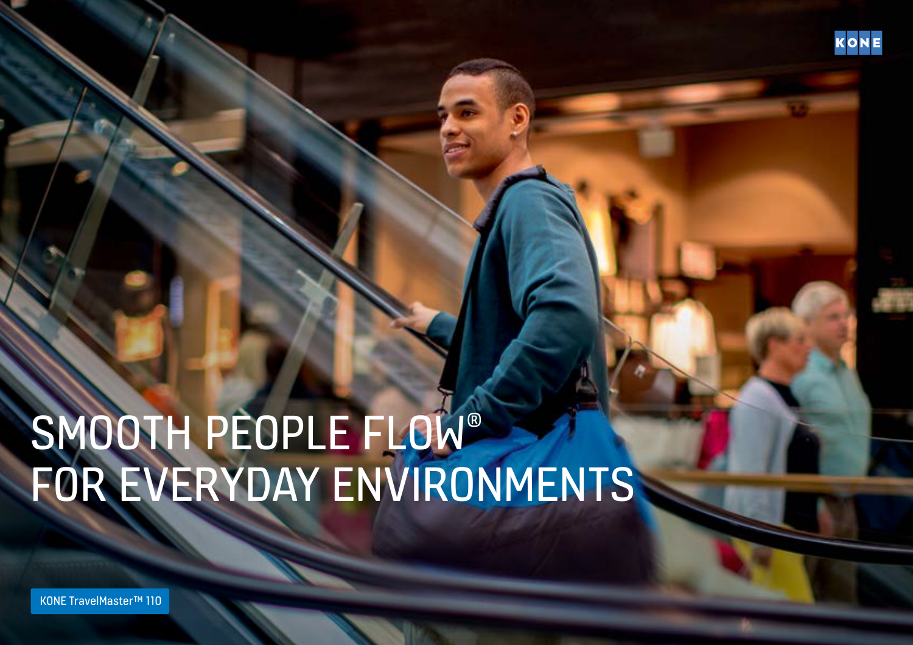KONE

# SMOOTH PEOPLE FLOW®
# FOR EVERYDAY ENVIRONMENTS

KONE TravelMaster™ 110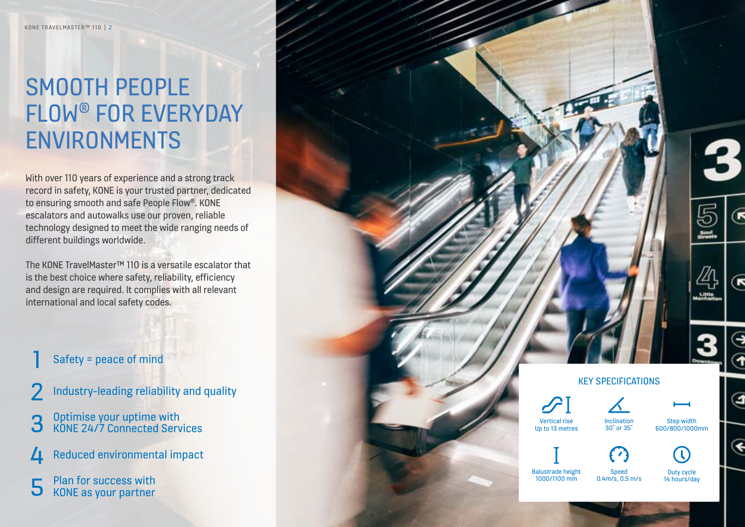# SMOOTH PEOPLE FLOW® FOR EVERYDAY ENVIRONMENTS

With over 110 years of experience and a strong track record in safety, KONE is your trusted partner, dedicated to ensuring smooth and safe People Flow®. KONE escalators and autowalks use our proven, reliable technology designed to meet the wide ranging needs of different buildings worldwide.

The KONE TravelMaster™ 110 is a versatile escalator that is the best choice where safety, reliability, efficiency and design are required. It complies with all relevant international and local safety codes.

1. Safety = peace of mind
2. Industry-leading reliability and quality
3. Optimise your uptime with KONE 24/7 Connected Services
4. Reduced environmental impact
5. Plan for success with KONE as your partner

## KEY SPECIFICATIONS

| Vertical rise | Inclination | Step width |
|---|---|---|
| Up to 13 metres | 30° or 35° | 600/800/1000mm |

| Balustrade height | Speed | Duty cycle |
|---|---|---|
| 1000/1100 mm | 0.4m/s, 0.5 m/s | 14 hours/day |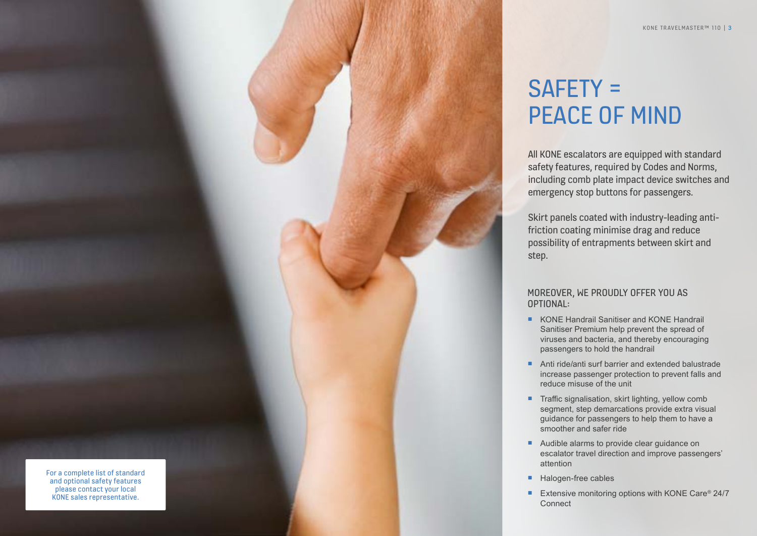# SAFETY = PEACE OF MIND

All KONE escalators are equipped with standard safety features, required by Codes and Norms, including comb plate impact device switches and emergency stop buttons for passengers.

Skirt panels coated with industry-leading anti-friction coating minimise drag and reduce possibility of entrapments between skirt and step.

## MOREOVER, WE PROUDLY OFFER YOU AS OPTIONAL:

- KONE Handrail Sanitiser and KONE Handrail Sanitiser Premium help prevent the spread of viruses and bacteria, and thereby encouraging passengers to hold the handrail
- Anti ride/anti surf barrier and extended balustrade increase passenger protection to prevent falls and reduce misuse of the unit
- Traffic signalisation, skirt lighting, yellow comb segment, step demarcations provide extra visual guidance for passengers to help them to have a smoother and safer ride
- Audible alarms to provide clear guidance on escalator travel direction and improve passengers' attention
- Halogen-free cables
- Extensive monitoring options with KONE Care® 24/7 Connect

For a complete list of standard and optional safety features please contact your local KONE sales representative.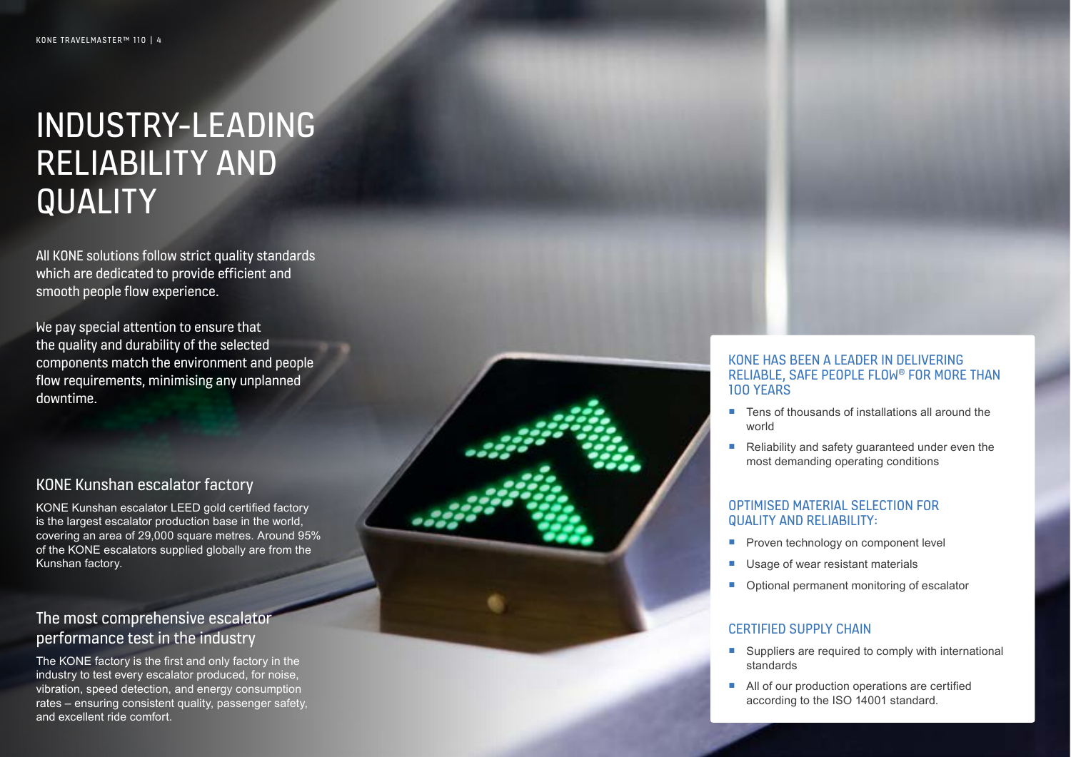# INDUSTRY-LEADING RELIABILITY AND QUALITY

All KONE solutions follow strict quality standards which are dedicated to provide efficient and smooth people flow experience.

We pay special attention to ensure that the quality and durability of the selected components match the environment and people flow requirements, minimising any unplanned downtime.

## KONE Kunshan escalator factory

KONE Kunshan escalator LEED gold certified factory is the largest escalator production base in the world, covering an area of 29,000 square metres. Around 95% of the KONE escalators supplied globally are from the Kunshan factory.

## The most comprehensive escalator performance test in the industry

The KONE factory is the first and only factory in the industry to test every escalator produced, for noise, vibration, speed detection, and energy consumption rates – ensuring consistent quality, passenger safety, and excellent ride comfort.

### KONE HAS BEEN A LEADER IN DELIVERING RELIABLE, SAFE PEOPLE FLOW® FOR MORE THAN 100 YEARS

- Tens of thousands of installations all around the world
- Reliability and safety guaranteed under even the most demanding operating conditions

### OPTIMISED MATERIAL SELECTION FOR QUALITY AND RELIABILITY:

- Proven technology on component level
- Usage of wear resistant materials
- Optional permanent monitoring of escalator

### CERTIFIED SUPPLY CHAIN

- Suppliers are required to comply with international standards
- All of our production operations are certified according to the ISO 14001 standard.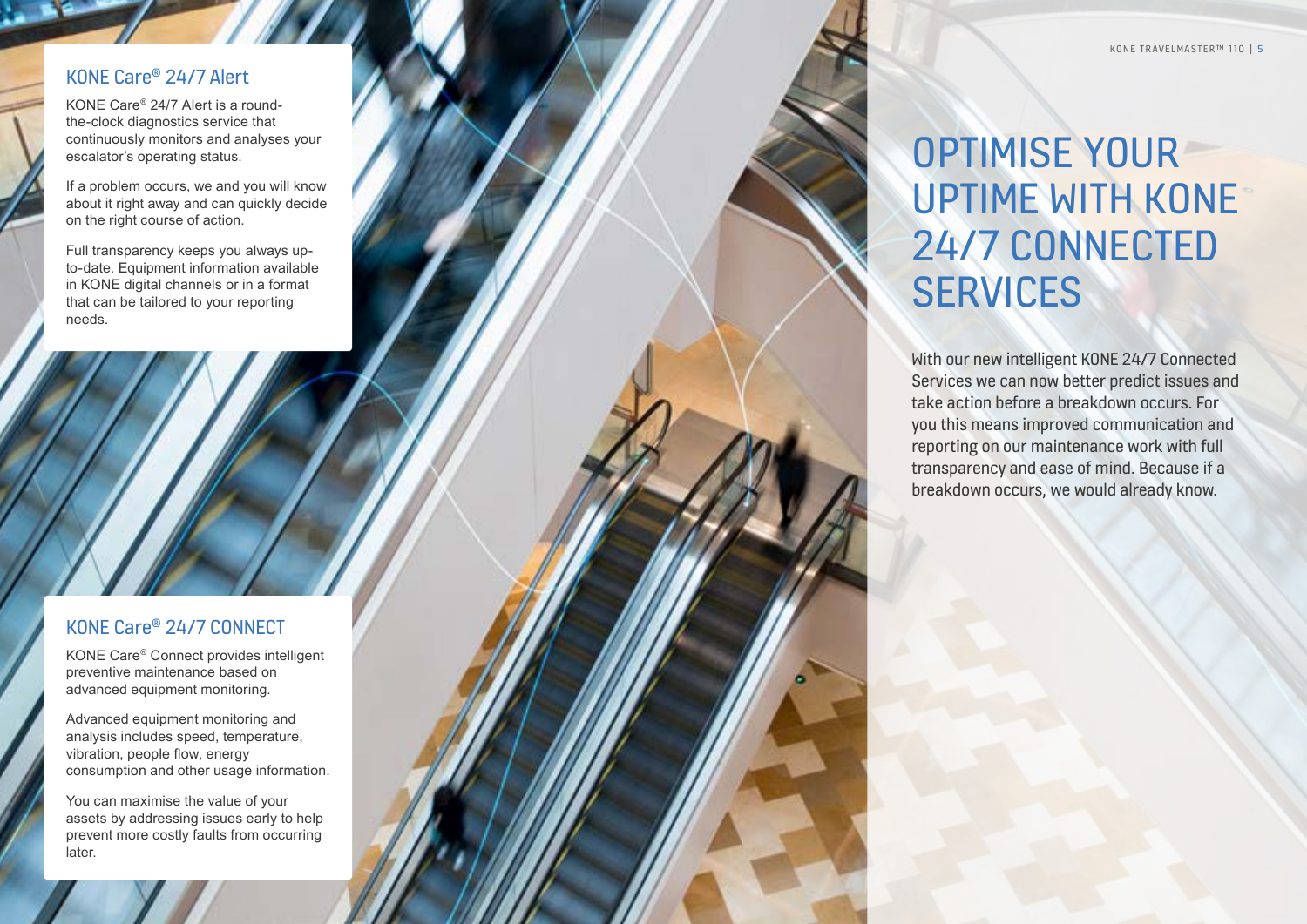# OPTIMISE YOUR UPTIME WITH KONE 24/7 CONNECTED SERVICES

With our new intelligent KONE 24/7 Connected Services we can now better predict issues and take action before a breakdown occurs. For you this means improved communication and reporting on our maintenance work with full transparency and ease of mind. Because if a breakdown occurs, we would already know.

## KONE Care® 24/7 Alert

KONE Care® 24/7 Alert is a round-the-clock diagnostics service that continuously monitors and analyses your escalator's operating status.

If a problem occurs, we and you will know about it right away and can quickly decide on the right course of action.

Full transparency keeps you always up-to-date. Equipment information available in KONE digital channels or in a format that can be tailored to your reporting needs.

## KONE Care® 24/7 CONNECT

KONE Care® Connect provides intelligent preventive maintenance based on advanced equipment monitoring.

Advanced equipment monitoring and analysis includes speed, temperature, vibration, people flow, energy consumption and other usage information.

You can maximise the value of your assets by addressing issues early to help prevent more costly faults from occurring later.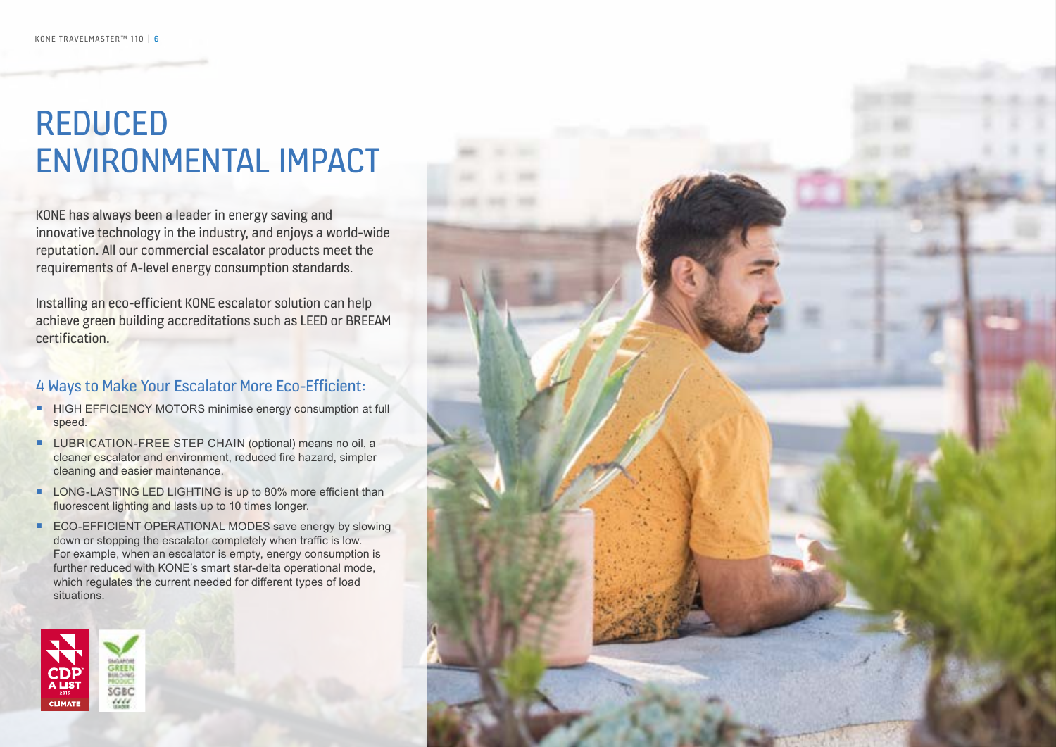# REDUCED ENVIRONMENTAL IMPACT

KONE has always been a leader in energy saving and innovative technology in the industry, and enjoys a world-wide reputation. All our commercial escalator products meet the requirements of A-level energy consumption standards.

Installing an eco-efficient KONE escalator solution can help achieve green building accreditations such as LEED or BREEAM certification.

## 4 Ways to Make Your Escalator More Eco-Efficient:

- HIGH EFFICIENCY MOTORS minimise energy consumption at full speed.
- LUBRICATION-FREE STEP CHAIN (optional) means no oil, a cleaner escalator and environment, reduced fire hazard, simpler cleaning and easier maintenance.
- LONG-LASTING LED LIGHTING is up to 80% more efficient than fluorescent lighting and lasts up to 10 times longer.
- ECO-EFFICIENT OPERATIONAL MODES save energy by slowing down or stopping the escalator completely when traffic is low. For example, when an escalator is empty, energy consumption is further reduced with KONE's smart star-delta operational mode, which regulates the current needed for different types of load situations.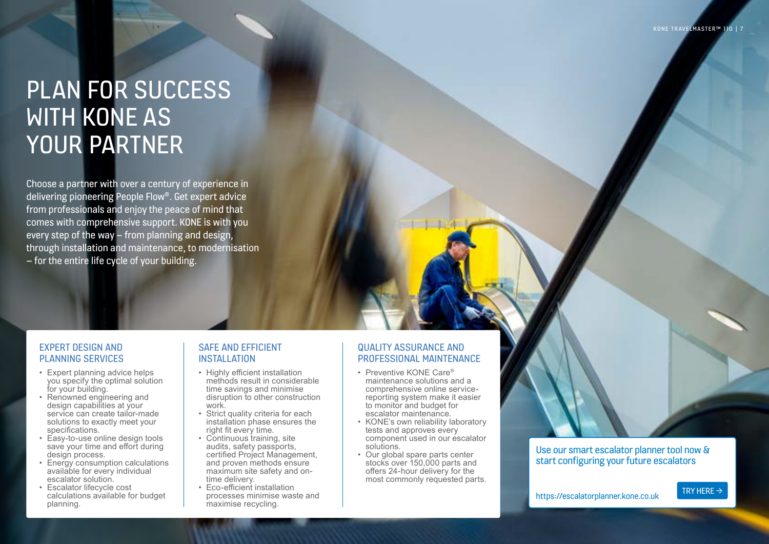# PLAN FOR SUCCESS WITH KONE AS YOUR PARTNER

Choose a partner with over a century of experience in delivering pioneering People Flow®. Get expert advice from professionals and enjoy the peace of mind that comes with comprehensive support. KONE is with you every step of the way – from planning and design, through installation and maintenance, to modernisation – for the entire life cycle of your building.

## EXPERT DESIGN AND PLANNING SERVICES

- Expert planning advice helps you specify the optimal solution for your building.
- Renowned engineering and design capabilities at your service can create tailor-made solutions to exactly meet your specifications.
- Easy-to-use online design tools save your time and effort during design process.
- Energy consumption calculations available for every individual escalator solution.
- Escalator lifecycle cost calculations available for budget planning.

## SAFE AND EFFICIENT INSTALLATION

- Highly efficient installation methods result in considerable time savings and minimise disruption to other construction work.
- Strict quality criteria for each installation phase ensures the right fit every time.
- Continuous training, site audits, safety passports, certified Project Management, and proven methods ensure maximum site safety and on-time delivery.
- Eco-efficient installation processes minimise waste and maximise recycling.

## QUALITY ASSURANCE AND PROFESSIONAL MAINTENANCE

- Preventive KONE Care® maintenance solutions and a comprehensive online service-reporting system make it easier to monitor and budget for escalator maintenance.
- KONE's own reliability laboratory tests and approves every component used in our escalator solutions.
- Our global spare parts center stocks over 150,000 parts and offers 24-hour delivery for the most commonly requested parts.

Use our smart escalator planner tool now & start configuring your future escalators

https://escalatorplanner.kone.co.uk

TRY HERE →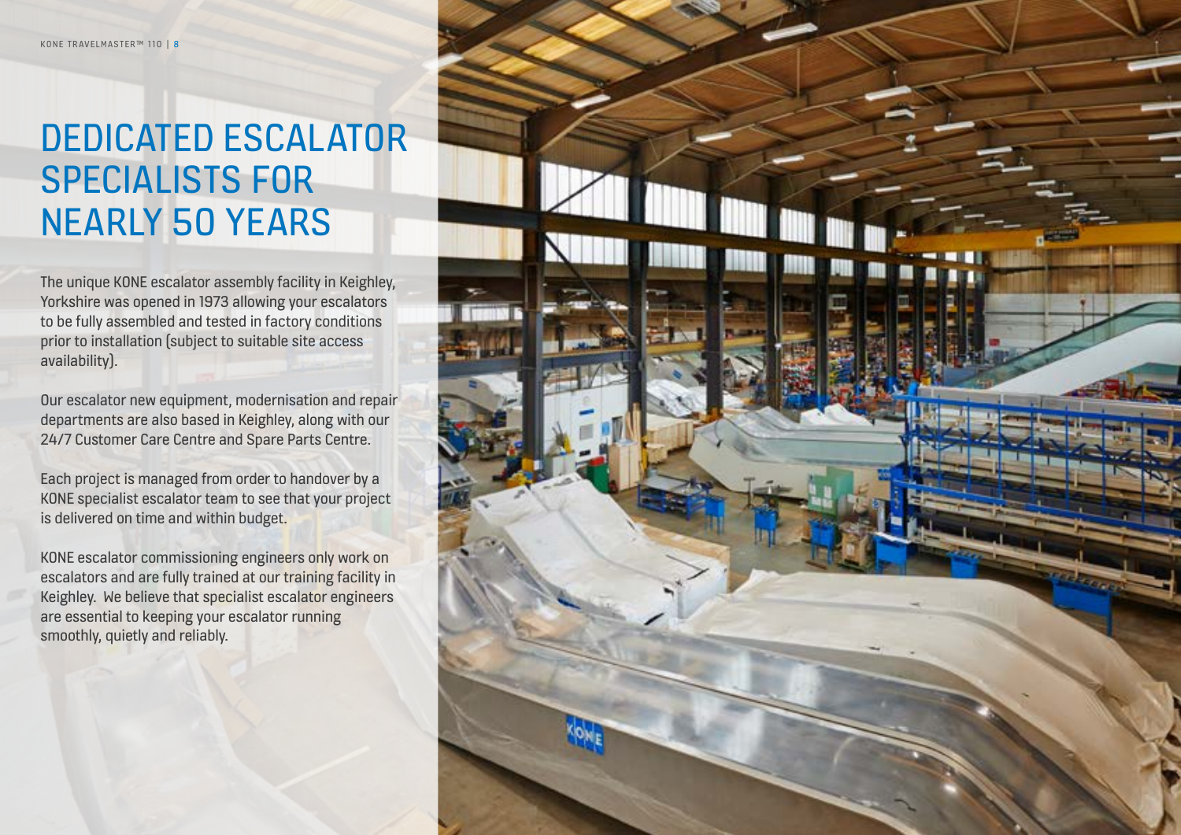# DEDICATED ESCALATOR SPECIALISTS FOR NEARLY 50 YEARS

The unique KONE escalator assembly facility in Keighley, Yorkshire was opened in 1973 allowing your escalators to be fully assembled and tested in factory conditions prior to installation (subject to suitable site access availability).

Our escalator new equipment, modernisation and repair departments are also based in Keighley, along with our 24/7 Customer Care Centre and Spare Parts Centre.

Each project is managed from order to handover by a KONE specialist escalator team to see that your project is delivered on time and within budget.

KONE escalator commissioning engineers only work on escalators and are fully trained at our training facility in Keighley. We believe that specialist escalator engineers are essential to keeping your escalator running smoothly, quietly and reliably.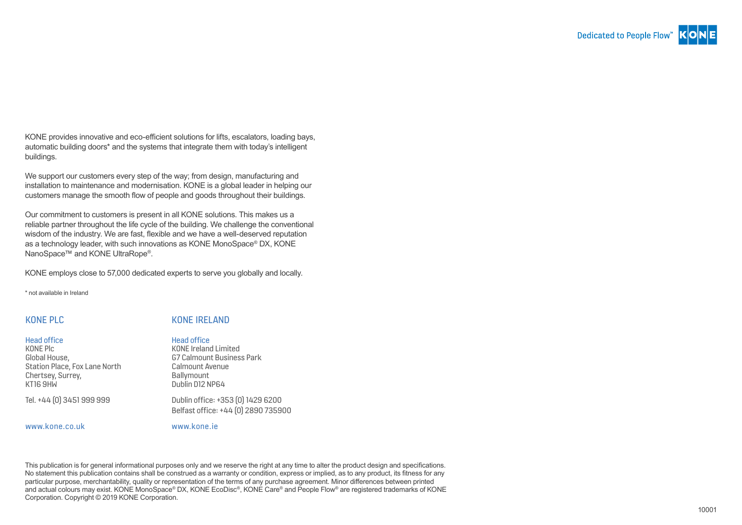Dedicated to People Flow™ KONE

KONE provides innovative and eco-efficient solutions for lifts, escalators, loading bays, automatic building doors* and the systems that integrate them with today's intelligent buildings.

We support our customers every step of the way; from design, manufacturing and installation to maintenance and modernisation. KONE is a global leader in helping our customers manage the smooth flow of people and goods throughout their buildings.

Our commitment to customers is present in all KONE solutions. This makes us a reliable partner throughout the life cycle of the building. We challenge the conventional wisdom of the industry. We are fast, flexible and we have a well-deserved reputation as a technology leader, with such innovations as KONE MonoSpace® DX, KONE NanoSpace™ and KONE UltraRope®.

KONE employs close to 57,000 dedicated experts to serve you globally and locally.

* not available in Ireland

## KONE PLC

**Head office**
KONE Plc
Global House,
Station Place, Fox Lane North
Chertsey, Surrey,
KT16 9HW

Tel. +44 (0) 3451 999 999

www.kone.co.uk

## KONE IRELAND

**Head office**
KONE Ireland Limited
G7 Calmount Business Park
Calmount Avenue
Ballymount
Dublin D12 NP64

Dublin office: +353 (0) 1429 6200
Belfast office: +44 (0) 2890 735900

www.kone.ie

This publication is for general informational purposes only and we reserve the right at any time to alter the product design and specifications. No statement this publication contains shall be construed as a warranty or condition, express or implied, as to any product, its fitness for any particular purpose, merchantability, quality or representation of the terms of any purchase agreement. Minor differences between printed and actual colours may exist. KONE MonoSpace® DX, KONE EcoDisc®, KONE Care® and People Flow® are registered trademarks of KONE Corporation. Copyright © 2019 KONE Corporation.

10001